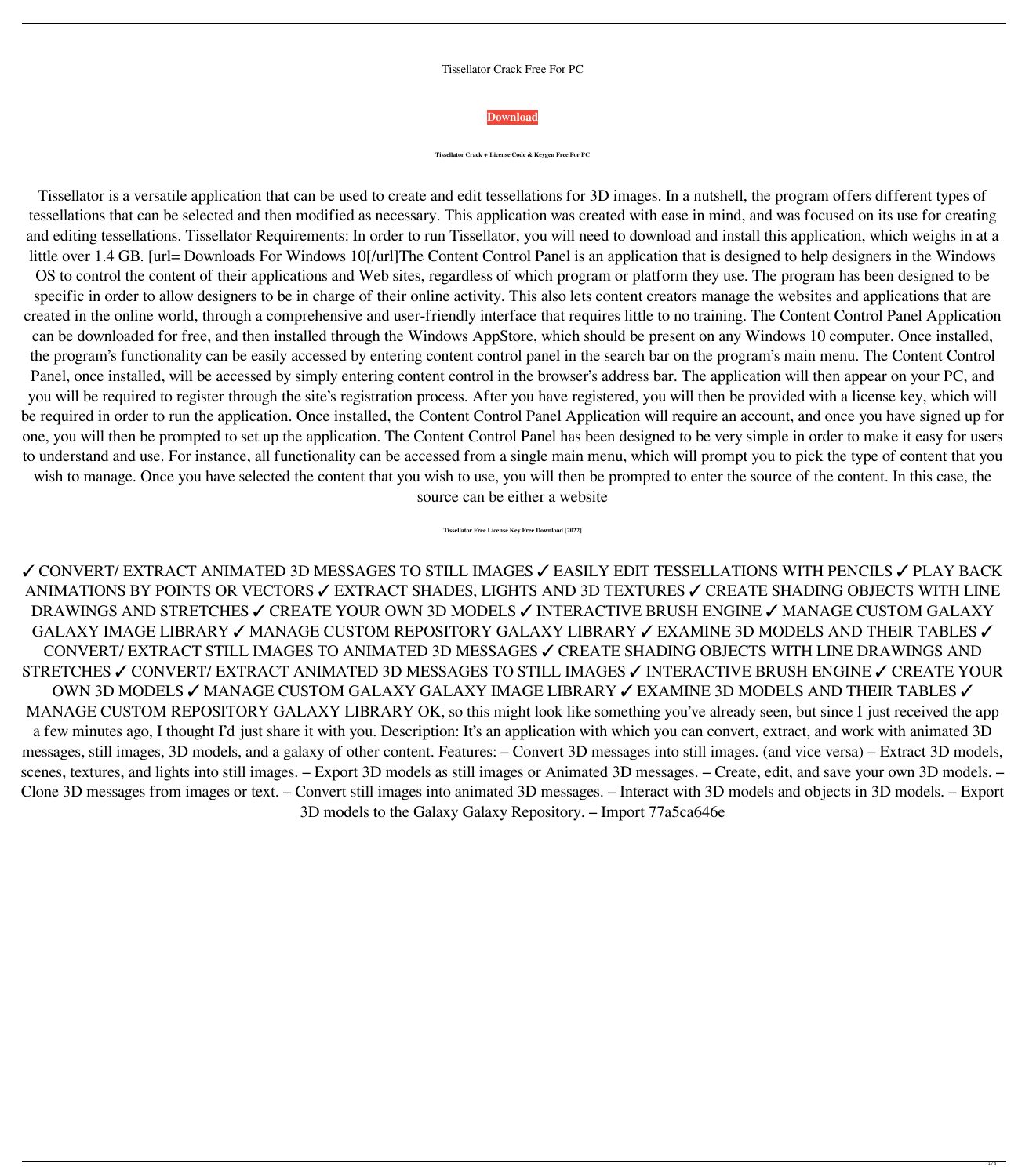Tissellator Crack Free For PC

**Download**

**Tissellator Crack + License Code & Keygen Free For PC**

Tissellator is a versatile application that can be used to create and edit tessellations for 3D images. In a nutshell, the program offers different types of tessellations that can be selected and then modified as necessary. This application was created with ease in mind, and was focused on its use for creating and editing tessellations. Tissellator Requirements: In order to run Tissellator, you will need to download and install this application, which weighs in at a little over 1.4 GB. [url= Downloads For Windows 10[/url]The Content Control Panel is an application that is designed to help designers in the Windows OS to control the content of their applications and Web sites, regardless of which program or platform they use. The program has been designed to be specific in order to allow designers to be in charge of their online activity. This also lets content creators manage the websites and applications that are created in the online world, through a comprehensive and user-friendly interface that requires little to no training. The Content Control Panel Application can be downloaded for free, and then installed through the Windows AppStore, which should be present on any Windows 10 computer. Once installed, the program's functionality can be easily accessed by entering content control panel in the search bar on the program's main menu. The Content Control Panel, once installed, will be accessed by simply entering content control in the browser's address bar. The application will then appear on your PC, and you will be required to register through the site's registration process. After you have registered, you will then be provided with a license key, which will be required in order to run the application. Once installed, the Content Control Panel Application will require an account, and once you have signed up for one, you will then be prompted to set up the application. The Content Control Panel has been designed to be very simple in order to make it easy for users to understand and use. For instance, all functionality can be accessed from a single main menu, which will prompt you to pick the type of content that you wish to manage. Once you have selected the content that you wish to use, you will then be prompted to enter the source of the content. In this case, the source can be either a website

**Tissellator Free License Key Free Download [2022]**

✓ CONVERT/ EXTRACT ANIMATED 3D MESSAGES TO STILL IMAGES ✓ EASILY EDIT TESSELLATIONS WITH PENCILS ✓ PLAY BACK ANIMATIONS BY POINTS OR VECTORS ✓ EXTRACT SHADES, LIGHTS AND 3D TEXTURES ✓ CREATE SHADING OBJECTS WITH LINE DRAWINGS AND STRETCHES ✓ CREATE YOUR OWN 3D MODELS ✓ INTERACTIVE BRUSH ENGINE ✓ MANAGE CUSTOM GALAXY GALAXY IMAGE LIBRARY ✓ MANAGE CUSTOM REPOSITORY GALAXY LIBRARY ✓ EXAMINE 3D MODELS AND THEIR TABLES ✓ CONVERT/ EXTRACT STILL IMAGES TO ANIMATED 3D MESSAGES ✓ CREATE SHADING OBJECTS WITH LINE DRAWINGS AND STRETCHES ✓ CONVERT/ EXTRACT ANIMATED 3D MESSAGES TO STILL IMAGES ✓ INTERACTIVE BRUSH ENGINE ✓ CREATE YOUR OWN 3D MODELS ✓ MANAGE CUSTOM GALAXY GALAXY IMAGE LIBRARY ✓ EXAMINE 3D MODELS AND THEIR TABLES ✓ MANAGE CUSTOM REPOSITORY GALAXY LIBRARY OK, so this might look like something you've already seen, but since I just received the app a few minutes ago, I thought I'd just share it with you. Description: It's an application with which you can convert, extract, and work with animated 3D messages, still images, 3D models, and a galaxy of other content. Features: – Convert 3D messages into still images. (and vice versa) – Extract 3D models, scenes, textures, and lights into still images. – Export 3D models as still images or Animated 3D messages. – Create, edit, and save your own 3D models. – Clone 3D messages from images or text. – Convert still images into animated 3D messages. – Interact with 3D models and objects in 3D models. – Export 3D models to the Galaxy Galaxy Repository. – Import 77a5ca646e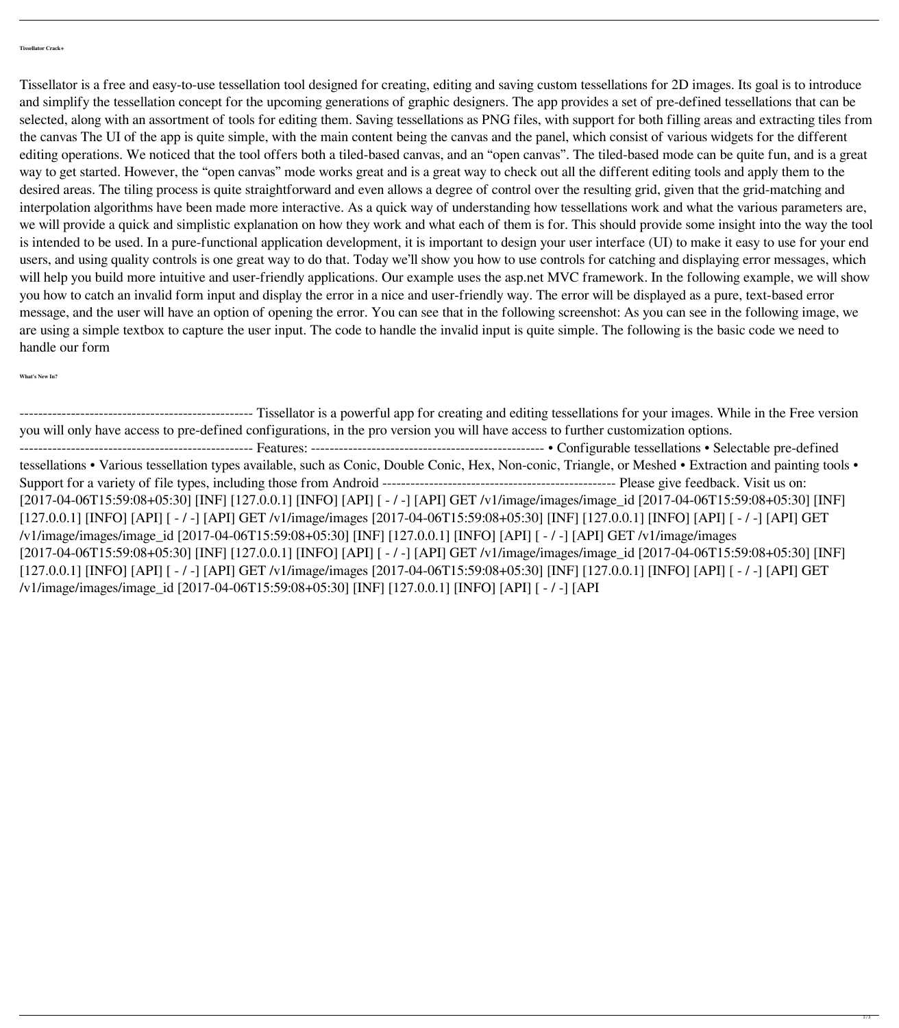**Tissellator Crack+**

Tissellator is a free and easy-to-use tessellation tool designed for creating, editing and saving custom tessellations for 2D images. Its goal is to introduce and simplify the tessellation concept for the upcoming generations of graphic designers. The app provides a set of pre-defined tessellations that can be selected, along with an assortment of tools for editing them. Saving tessellations as PNG files, with support for both filling areas and extracting tiles from the canvas The UI of the app is quite simple, with the main content being the canvas and the panel, which consist of various widgets for the different editing operations. We noticed that the tool offers both a tiled-based canvas, and an "open canvas". The tiled-based mode can be quite fun, and is a great way to get started. However, the "open canvas" mode works great and is a great way to check out all the different editing tools and apply them to the desired areas. The tiling process is quite straightforward and even allows a degree of control over the resulting grid, given that the grid-matching and interpolation algorithms have been made more interactive. As a quick way of understanding how tessellations work and what the various parameters are, we will provide a quick and simplistic explanation on how they work and what each of them is for. This should provide some insight into the way the tool is intended to be used. In a pure-functional application development, it is important to design your user interface (UI) to make it easy to use for your end users, and using quality controls is one great way to do that. Today we'll show you how to use controls for catching and displaying error messages, which will help you build more intuitive and user-friendly applications. Our example uses the asp.net MVC framework. In the following example, we will show you how to catch an invalid form input and display the error in a nice and user-friendly way. The error will be displayed as a pure, text-based error message, and the user will have an option of opening the error. You can see that in the following screenshot: As you can see in the following image, we are using a simple textbox to capture the user input. The code to handle the invalid input is quite simple. The following is the basic code we need to handle our form

**What's New In?**

-------------------------------------------------- Tissellator is a powerful app for creating and editing tessellations for your images. While in the Free version you will only have access to pre-defined configurations, in the pro version you will have access to further customization options. -------------------------------------------------- Features: -------------------------------------------------- • Configurable tessellations • Selectable pre-defined tessellations • Various tessellation types available, such as Conic, Double Conic, Hex, Non-conic, Triangle, or Meshed • Extraction and painting tools • Support for a variety of file types, including those from Android -------------------------------------------------- Please give feedback. Visit us on: [2017-04-06T15:59:08+05:30] [INF] [127.0.0.1] [INFO] [API] [ - / -] [API] GET /v1/image/images/image_id [2017-04-06T15:59:08+05:30] [INF] [127.0.0.1] [INFO] [API] [ - / -] [API] GET /v1/image/images [2017-04-06T15:59:08+05:30] [INF] [127.0.0.1] [INFO] [API] [ - / -] [API] GET /v1/image/images/image_id [2017-04-06T15:59:08+05:30] [INF] [127.0.0.1] [INFO] [API] [ - / -] [API] GET /v1/image/images [2017-04-06T15:59:08+05:30] [INF] [127.0.0.1] [INFO] [API] [ - / -] [API] GET /v1/image/images/image_id [2017-04-06T15:59:08+05:30] [INF] [127.0.0.1] [INFO] [API] [ - / -] [API] GET /v1/image/images [2017-04-06T15:59:08+05:30] [INF] [127.0.0.1] [INFO] [API] [ - / -] [API] GET /v1/image/images/image_id [2017-04-06T15:59:08+05:30] [INF] [127.0.0.1] [INFO] [API] [ - / -] [API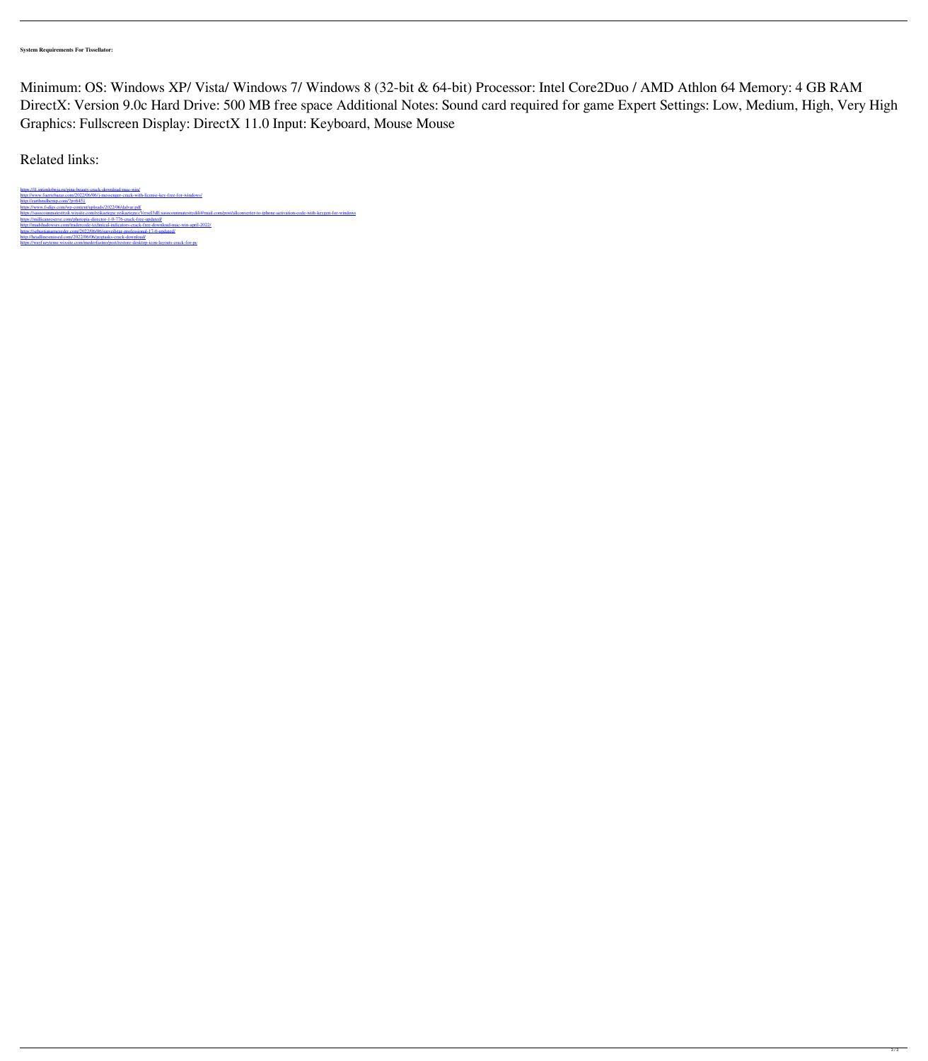**System Requirements For Tissellator:**

Minimum: OS: Windows XP/ Vista/ Windows 7/ Windows 8 (32-bit & 64-bit) Processor: Intel Core2Duo / AMD Athlon 64 Memory: 4 GB RAM DirectX: Version 9.0c Hard Drive: 500 MB free space Additional Notes: Sound card required for game Expert Settings: Low, Medium, High, Very High Graphics: Fullscreen Display: DirectX 11.0 Input: Keyboard, Mouse Mouse

Related links:

https://l1.intimlobnja.ru/pina-beauty-crack-download-mac-win/
http://www.fuertebazar.com/2022/06/06/j-messenger-crack-with-license-key-free-for-windows/
http://earthoodhemp.com/?p=6451
https://www.f-dgs.com/wp-content/uploads/2022/06/dalvar.pdf
https://sasocounmatesttydi.wixsite.com/reikaziegu/reikaziegu/sasocounmatesttydi@mail.com/post/allconverter-to-iphone-activation-code-with-keygen-for-windows
https://millicanreserve.com/photopia-director-1-0-776-crack-free-updated/
http://maddshadowsex.com/tradercode-technical-indicators-crack-free-download-mac-win-april-2022/
https://sebastianarnezeder.com/2022/06/06/serviidstar-professional-17-0-updated/
http://headlinesmissed.com/2022/06/06/gentasks-crack-download/
https://wayfuzzytemu.wixsite.com/molorfastno/post/restore-desktop-icon-layouts-crack-for-pc